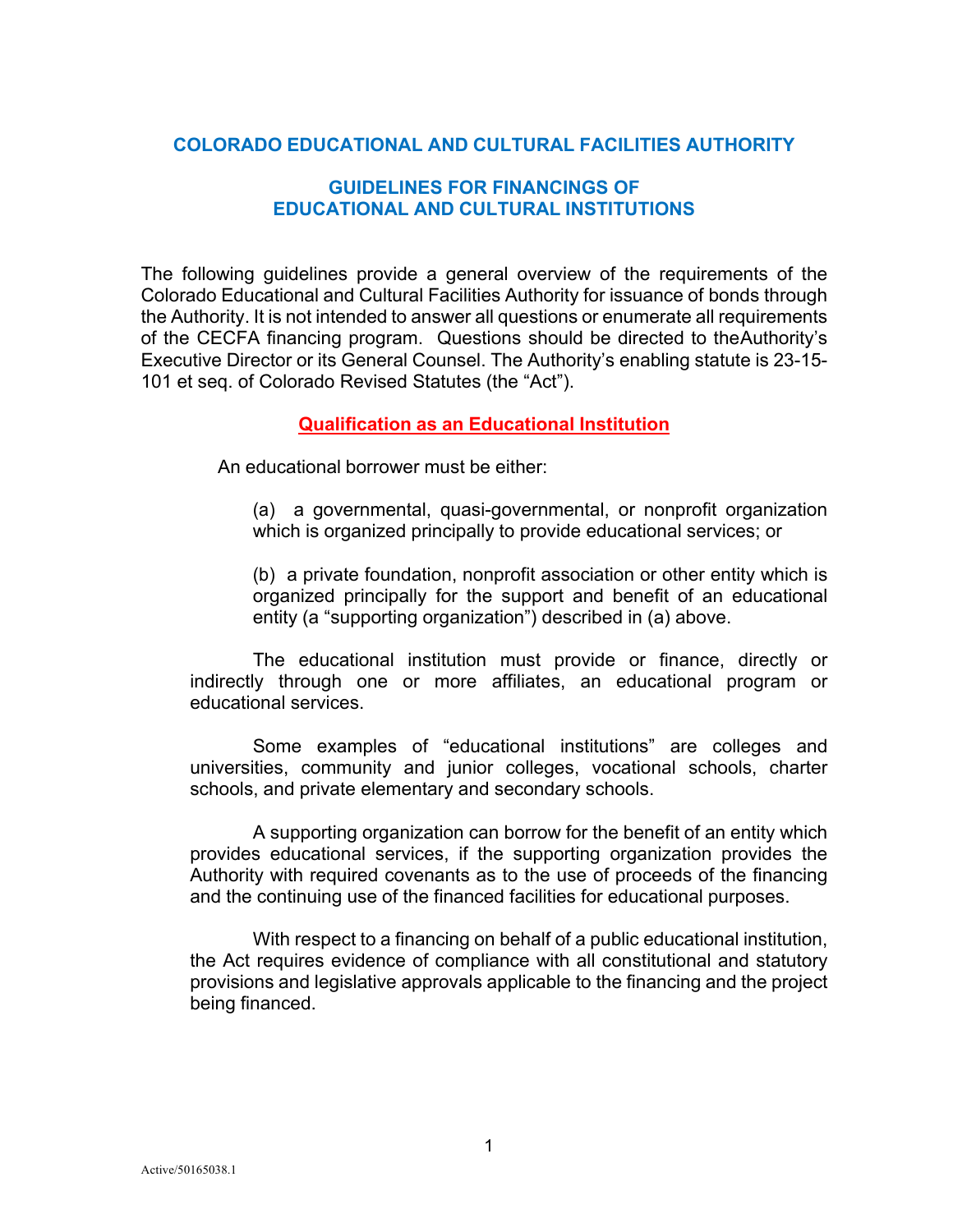# COLORADO EDUCATIONAL AND CULTURAL FACILITIES AUTHORITY

## GUIDELINES FOR FINANCINGS OF EDUCATIONAL AND CULTURAL INSTITUTIONS

The following guidelines provide a general overview of the requirements of the Colorado Educational and Cultural Facilities Authority for issuance of bonds through the Authority. It is not intended to answer all questions or enumerate all requirements of the CECFA financing program. Questions should be directed to theAuthority's Executive Director or its General Counsel. The Authority's enabling statute is 23-15-101 et seq. of Colorado Revised Statutes (the "Act").

### Qualification as an Educational Institution

An educational borrower must be either:

(a) a governmental, quasi-governmental, or nonprofit organization which is organized principally to provide educational services; or

(b) a private foundation, nonprofit association or other entity which is organized principally for the support and benefit of an educational entity (a "supporting organization") described in (a) above.

The educational institution must provide or finance, directly or indirectly through one or more affiliates, an educational program or educational services.

Some examples of "educational institutions" are colleges and universities, community and junior colleges, vocational schools, charter schools, and private elementary and secondary schools.

A supporting organization can borrow for the benefit of an entity which provides educational services, if the supporting organization provides the Authority with required covenants as to the use of proceeds of the financing and the continuing use of the financed facilities for educational purposes.

With respect to a financing on behalf of a public educational institution, the Act requires evidence of compliance with all constitutional and statutory provisions and legislative approvals applicable to the financing and the project being financed.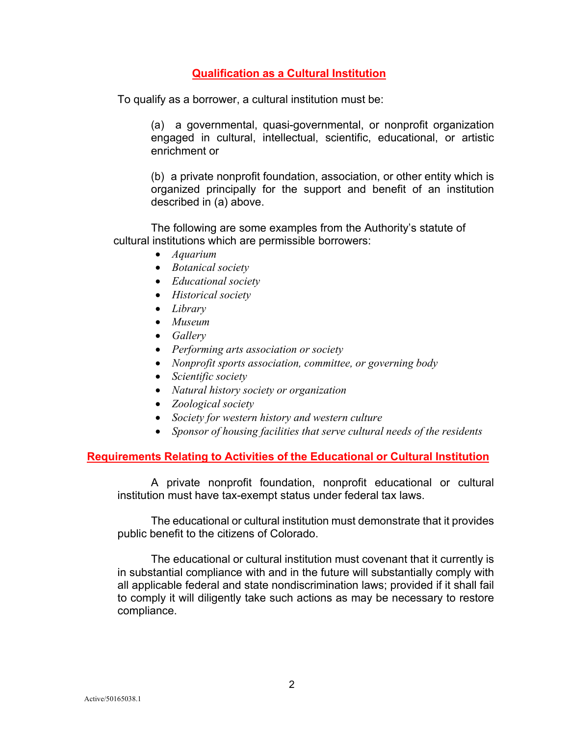## Qualification as a Cultural Institution

To qualify as a borrower, a cultural institution must be:

(a) a governmental, quasi-governmental, or nonprofit organization engaged in cultural, intellectual, scientific, educational, or artistic enrichment or

(b) a private nonprofit foundation, association, or other entity which is organized principally for the support and benefit of an institution described in (a) above.

The following are some examples from the Authority's statute of cultural institutions which are permissible borrowers:

- *Aquarium*
- *Botanical society*
- *Educational society*
- *Historical society*
- *Library*
- *Museum*
- *Gallery*
- *Performing arts association or society*
- *Nonprofit sports association, committee, or governing body*
- *Scientific society*
- *Natural history society or organization*
- *Zoological society*
- *Society for western history and western culture*
- *Sponsor of housing facilities that serve cultural needs of the residents*

## Requirements Relating to Activities of the Educational or Cultural Institution

A private nonprofit foundation, nonprofit educational or cultural institution must have tax-exempt status under federal tax laws.

The educational or cultural institution must demonstrate that it provides public benefit to the citizens of Colorado.

The educational or cultural institution must covenant that it currently is in substantial compliance with and in the future will substantially comply with all applicable federal and state nondiscrimination laws; provided if it shall fail to comply it will diligently take such actions as may be necessary to restore compliance.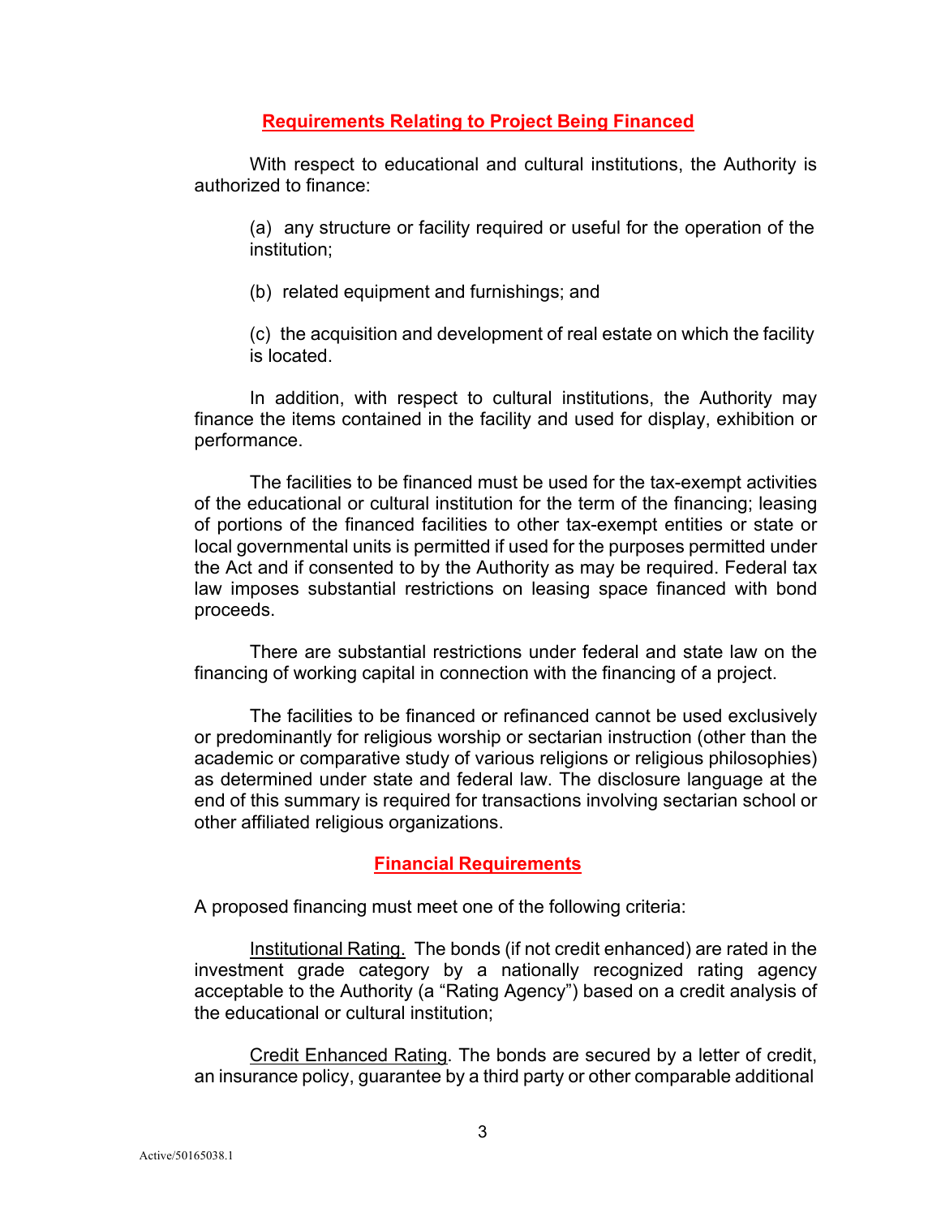## Requirements Relating to Project Being Financed

With respect to educational and cultural institutions, the Authority is authorized to finance:

(a) any structure or facility required or useful for the operation of the institution;

(b) related equipment and furnishings; and

(c) the acquisition and development of real estate on which the facility is located.

In addition, with respect to cultural institutions, the Authority may finance the items contained in the facility and used for display, exhibition or performance.

The facilities to be financed must be used for the tax-exempt activities of the educational or cultural institution for the term of the financing; leasing of portions of the financed facilities to other tax-exempt entities or state or local governmental units is permitted if used for the purposes permitted under the Act and if consented to by the Authority as may be required. Federal tax law imposes substantial restrictions on leasing space financed with bond proceeds.

There are substantial restrictions under federal and state law on the financing of working capital in connection with the financing of a project.

The facilities to be financed or refinanced cannot be used exclusively or predominantly for religious worship or sectarian instruction (other than the academic or comparative study of various religions or religious philosophies) as determined under state and federal law. The disclosure language at the end of this summary is required for transactions involving sectarian school or other affiliated religious organizations.

## Financial Requirements

A proposed financing must meet one of the following criteria:

Institutional Rating. The bonds (if not credit enhanced) are rated in the investment grade category by a nationally recognized rating agency acceptable to the Authority (a "Rating Agency") based on a credit analysis of the educational or cultural institution;

Credit Enhanced Rating. The bonds are secured by a letter of credit, an insurance policy, guarantee by a third party or other comparable additional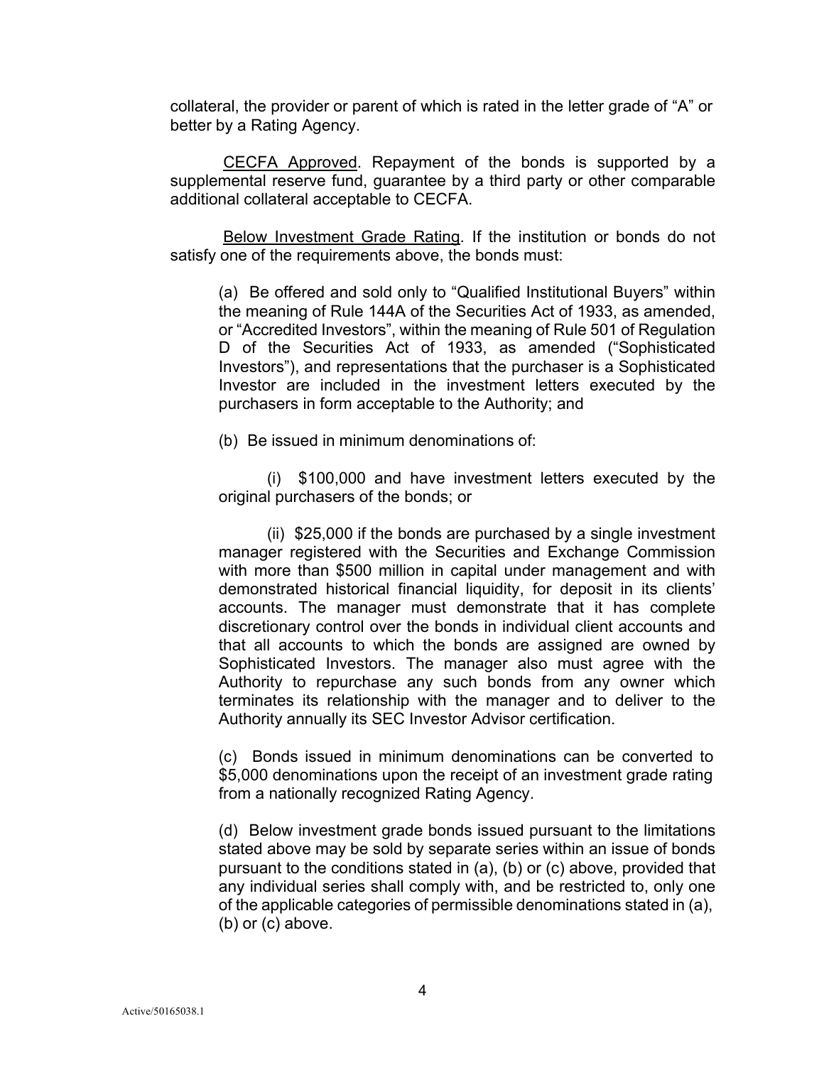collateral, the provider or parent of which is rated in the letter grade of "A" or better by a Rating Agency.

<u>CECFA Approved</u>. Repayment of the bonds is supported by a supplemental reserve fund, guarantee by a third party or other comparable additional collateral acceptable to CECFA.

<u>Below Investment Grade Rating</u>. If the institution or bonds do not satisfy one of the requirements above, the bonds must:

(a) Be offered and sold only to "Qualified Institutional Buyers" within the meaning of Rule 144A of the Securities Act of 1933, as amended, or "Accredited Investors", within the meaning of Rule 501 of Regulation D of the Securities Act of 1933, as amended ("Sophisticated Investors"), and representations that the purchaser is a Sophisticated Investor are included in the investment letters executed by the purchasers in form acceptable to the Authority; and

(b) Be issued in minimum denominations of:

(i) $100,000 and have investment letters executed by the original purchasers of the bonds; or

(ii) $25,000 if the bonds are purchased by a single investment manager registered with the Securities and Exchange Commission with more than $500 million in capital under management and with demonstrated historical financial liquidity, for deposit in its clients' accounts. The manager must demonstrate that it has complete discretionary control over the bonds in individual client accounts and that all accounts to which the bonds are assigned are owned by Sophisticated Investors. The manager also must agree with the Authority to repurchase any such bonds from any owner which terminates its relationship with the manager and to deliver to the Authority annually its SEC Investor Advisor certification.

(c) Bonds issued in minimum denominations can be converted to $5,000 denominations upon the receipt of an investment grade rating from a nationally recognized Rating Agency.

(d) Below investment grade bonds issued pursuant to the limitations stated above may be sold by separate series within an issue of bonds pursuant to the conditions stated in (a), (b) or (c) above, provided that any individual series shall comply with, and be restricted to, only one of the applicable categories of permissible denominations stated in (a), (b) or (c) above.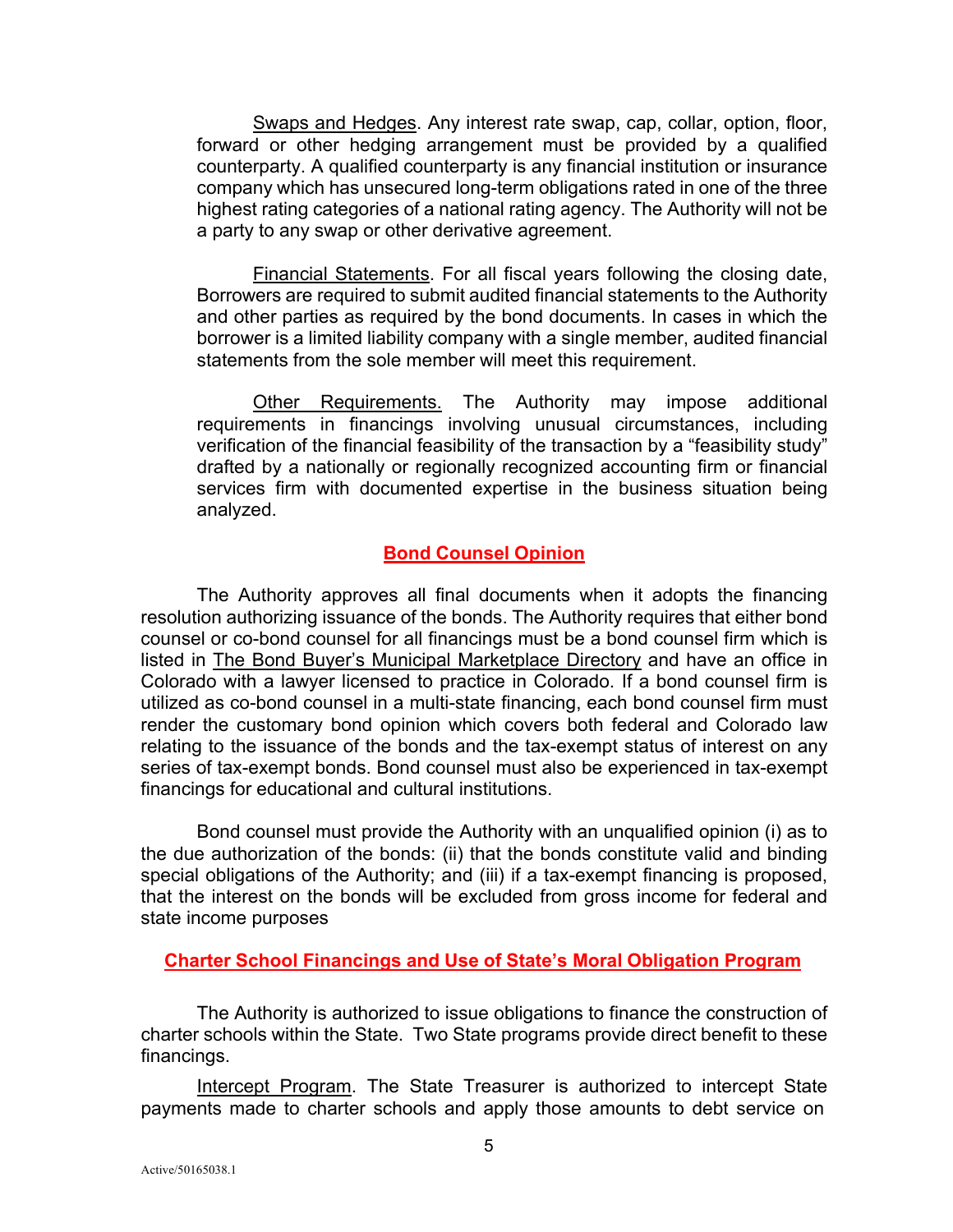Swaps and Hedges. Any interest rate swap, cap, collar, option, floor, forward or other hedging arrangement must be provided by a qualified counterparty. A qualified counterparty is any financial institution or insurance company which has unsecured long-term obligations rated in one of the three highest rating categories of a national rating agency. The Authority will not be a party to any swap or other derivative agreement.

Financial Statements. For all fiscal years following the closing date, Borrowers are required to submit audited financial statements to the Authority and other parties as required by the bond documents. In cases in which the borrower is a limited liability company with a single member, audited financial statements from the sole member will meet this requirement.

Other Requirements. The Authority may impose additional requirements in financings involving unusual circumstances, including verification of the financial feasibility of the transaction by a "feasibility study" drafted by a nationally or regionally recognized accounting firm or financial services firm with documented expertise in the business situation being analyzed.

## Bond Counsel Opinion

The Authority approves all final documents when it adopts the financing resolution authorizing issuance of the bonds. The Authority requires that either bond counsel or co-bond counsel for all financings must be a bond counsel firm which is listed in The Bond Buyer's Municipal Marketplace Directory and have an office in Colorado with a lawyer licensed to practice in Colorado. If a bond counsel firm is utilized as co-bond counsel in a multi-state financing, each bond counsel firm must render the customary bond opinion which covers both federal and Colorado law relating to the issuance of the bonds and the tax-exempt status of interest on any series of tax-exempt bonds. Bond counsel must also be experienced in tax-exempt financings for educational and cultural institutions.

Bond counsel must provide the Authority with an unqualified opinion (i) as to the due authorization of the bonds: (ii) that the bonds constitute valid and binding special obligations of the Authority; and (iii) if a tax-exempt financing is proposed, that the interest on the bonds will be excluded from gross income for federal and state income purposes

## Charter School Financings and Use of State's Moral Obligation Program

The Authority is authorized to issue obligations to finance the construction of charter schools within the State. Two State programs provide direct benefit to these financings.

Intercept Program. The State Treasurer is authorized to intercept State payments made to charter schools and apply those amounts to debt service on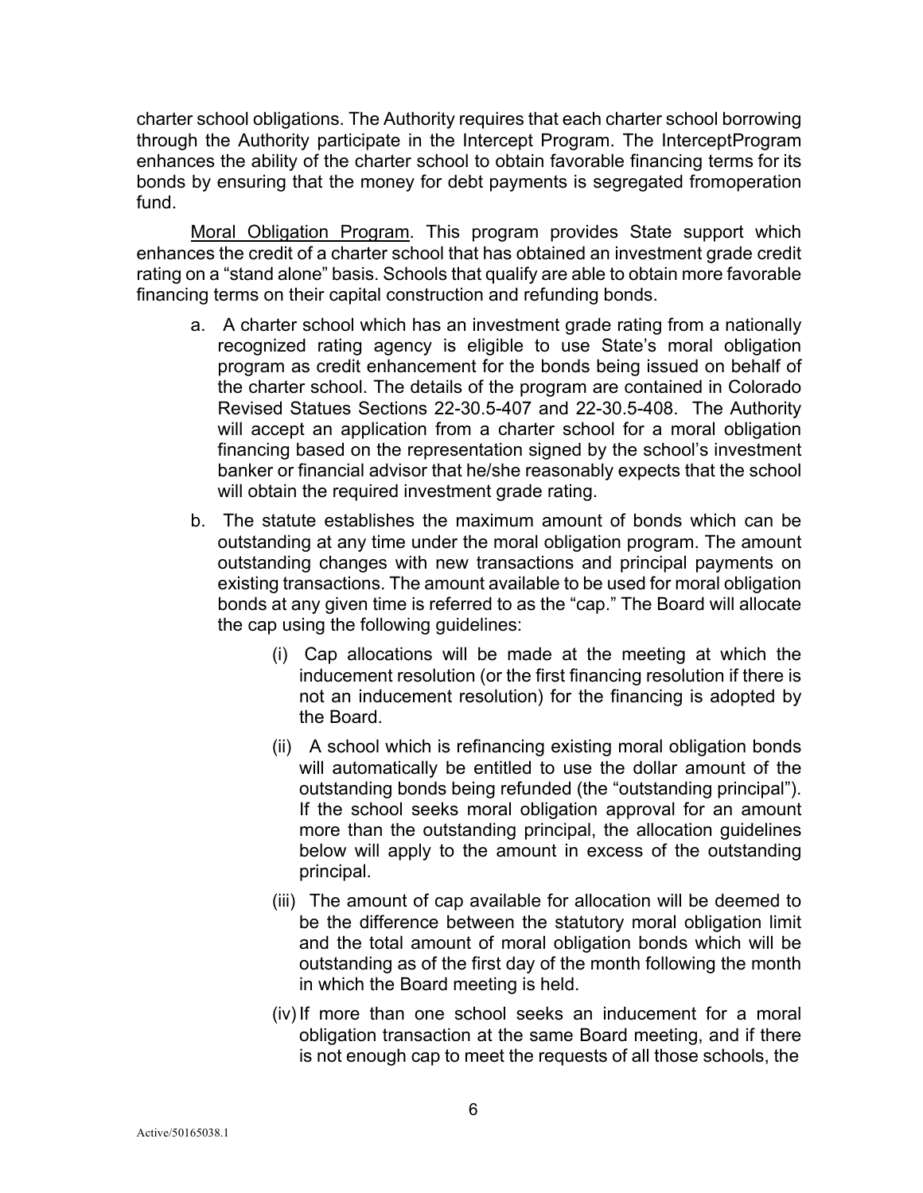charter school obligations. The Authority requires that each charter school borrowing through the Authority participate in the Intercept Program. The InterceptProgram enhances the ability of the charter school to obtain favorable financing terms for its bonds by ensuring that the money for debt payments is segregated fromoperation fund.

Moral Obligation Program. This program provides State support which enhances the credit of a charter school that has obtained an investment grade credit rating on a "stand alone" basis. Schools that qualify are able to obtain more favorable financing terms on their capital construction and refunding bonds.

a. A charter school which has an investment grade rating from a nationally recognized rating agency is eligible to use State's moral obligation program as credit enhancement for the bonds being issued on behalf of the charter school. The details of the program are contained in Colorado Revised Statues Sections 22-30.5-407 and 22-30.5-408. The Authority will accept an application from a charter school for a moral obligation financing based on the representation signed by the school's investment banker or financial advisor that he/she reasonably expects that the school will obtain the required investment grade rating.

b. The statute establishes the maximum amount of bonds which can be outstanding at any time under the moral obligation program. The amount outstanding changes with new transactions and principal payments on existing transactions. The amount available to be used for moral obligation bonds at any given time is referred to as the "cap." The Board will allocate the cap using the following guidelines:

   (i) Cap allocations will be made at the meeting at which the inducement resolution (or the first financing resolution if there is not an inducement resolution) for the financing is adopted by the Board.

   (ii) A school which is refinancing existing moral obligation bonds will automatically be entitled to use the dollar amount of the outstanding bonds being refunded (the "outstanding principal"). If the school seeks moral obligation approval for an amount more than the outstanding principal, the allocation guidelines below will apply to the amount in excess of the outstanding principal.

   (iii) The amount of cap available for allocation will be deemed to be the difference between the statutory moral obligation limit and the total amount of moral obligation bonds which will be outstanding as of the first day of the month following the month in which the Board meeting is held.

   (iv) If more than one school seeks an inducement for a moral obligation transaction at the same Board meeting, and if there is not enough cap to meet the requests of all those schools, the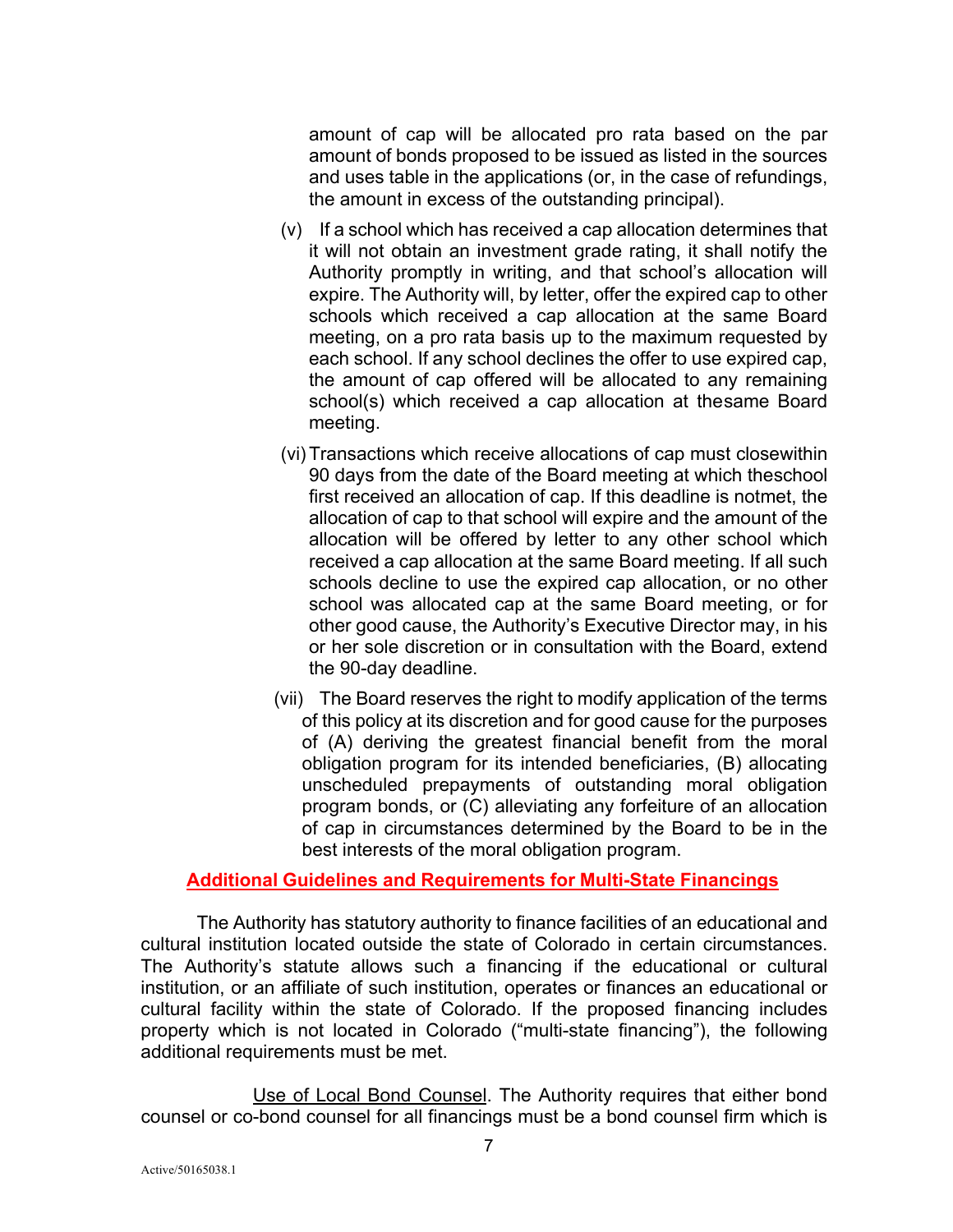amount of cap will be allocated pro rata based on the par amount of bonds proposed to be issued as listed in the sources and uses table in the applications (or, in the case of refundings, the amount in excess of the outstanding principal).

(v) If a school which has received a cap allocation determines that it will not obtain an investment grade rating, it shall notify the Authority promptly in writing, and that school's allocation will expire. The Authority will, by letter, offer the expired cap to other schools which received a cap allocation at the same Board meeting, on a pro rata basis up to the maximum requested by each school. If any school declines the offer to use expired cap, the amount of cap offered will be allocated to any remaining school(s) which received a cap allocation at thesame Board meeting.

(vi) Transactions which receive allocations of cap must closewithin 90 days from the date of the Board meeting at which theschool first received an allocation of cap. If this deadline is notmet, the allocation of cap to that school will expire and the amount of the allocation will be offered by letter to any other school which received a cap allocation at the same Board meeting. If all such schools decline to use the expired cap allocation, or no other school was allocated cap at the same Board meeting, or for other good cause, the Authority's Executive Director may, in his or her sole discretion or in consultation with the Board, extend the 90-day deadline.

(vii) The Board reserves the right to modify application of the terms of this policy at its discretion and for good cause for the purposes of (A) deriving the greatest financial benefit from the moral obligation program for its intended beneficiaries, (B) allocating unscheduled prepayments of outstanding moral obligation program bonds, or (C) alleviating any forfeiture of an allocation of cap in circumstances determined by the Board to be in the best interests of the moral obligation program.

## Additional Guidelines and Requirements for Multi-State Financings

The Authority has statutory authority to finance facilities of an educational and cultural institution located outside the state of Colorado in certain circumstances. The Authority's statute allows such a financing if the educational or cultural institution, or an affiliate of such institution, operates or finances an educational or cultural facility within the state of Colorado. If the proposed financing includes property which is not located in Colorado ("multi-state financing"), the following additional requirements must be met.

Use of Local Bond Counsel. The Authority requires that either bond counsel or co-bond counsel for all financings must be a bond counsel firm which is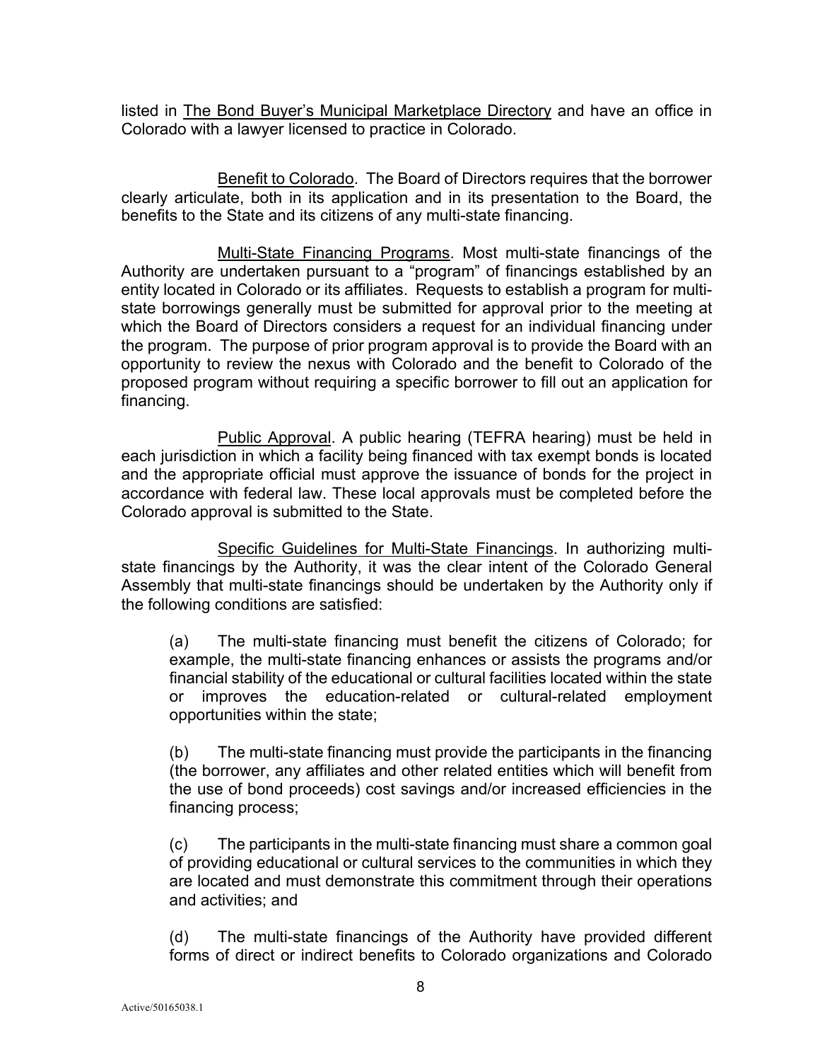listed in The Bond Buyer's Municipal Marketplace Directory and have an office in Colorado with a lawyer licensed to practice in Colorado.

Benefit to Colorado. The Board of Directors requires that the borrower clearly articulate, both in its application and in its presentation to the Board, the benefits to the State and its citizens of any multi-state financing.

Multi-State Financing Programs. Most multi-state financings of the Authority are undertaken pursuant to a "program" of financings established by an entity located in Colorado or its affiliates. Requests to establish a program for multi-state borrowings generally must be submitted for approval prior to the meeting at which the Board of Directors considers a request for an individual financing under the program. The purpose of prior program approval is to provide the Board with an opportunity to review the nexus with Colorado and the benefit to Colorado of the proposed program without requiring a specific borrower to fill out an application for financing.

Public Approval. A public hearing (TEFRA hearing) must be held in each jurisdiction in which a facility being financed with tax exempt bonds is located and the appropriate official must approve the issuance of bonds for the project in accordance with federal law. These local approvals must be completed before the Colorado approval is submitted to the State.

Specific Guidelines for Multi-State Financings. In authorizing multi-state financings by the Authority, it was the clear intent of the Colorado General Assembly that multi-state financings should be undertaken by the Authority only if the following conditions are satisfied:

(a) The multi-state financing must benefit the citizens of Colorado; for example, the multi-state financing enhances or assists the programs and/or financial stability of the educational or cultural facilities located within the state or improves the education-related or cultural-related employment opportunities within the state;

(b) The multi-state financing must provide the participants in the financing (the borrower, any affiliates and other related entities which will benefit from the use of bond proceeds) cost savings and/or increased efficiencies in the financing process;

(c) The participants in the multi-state financing must share a common goal of providing educational or cultural services to the communities in which they are located and must demonstrate this commitment through their operations and activities; and

(d) The multi-state financings of the Authority have provided different forms of direct or indirect benefits to Colorado organizations and Colorado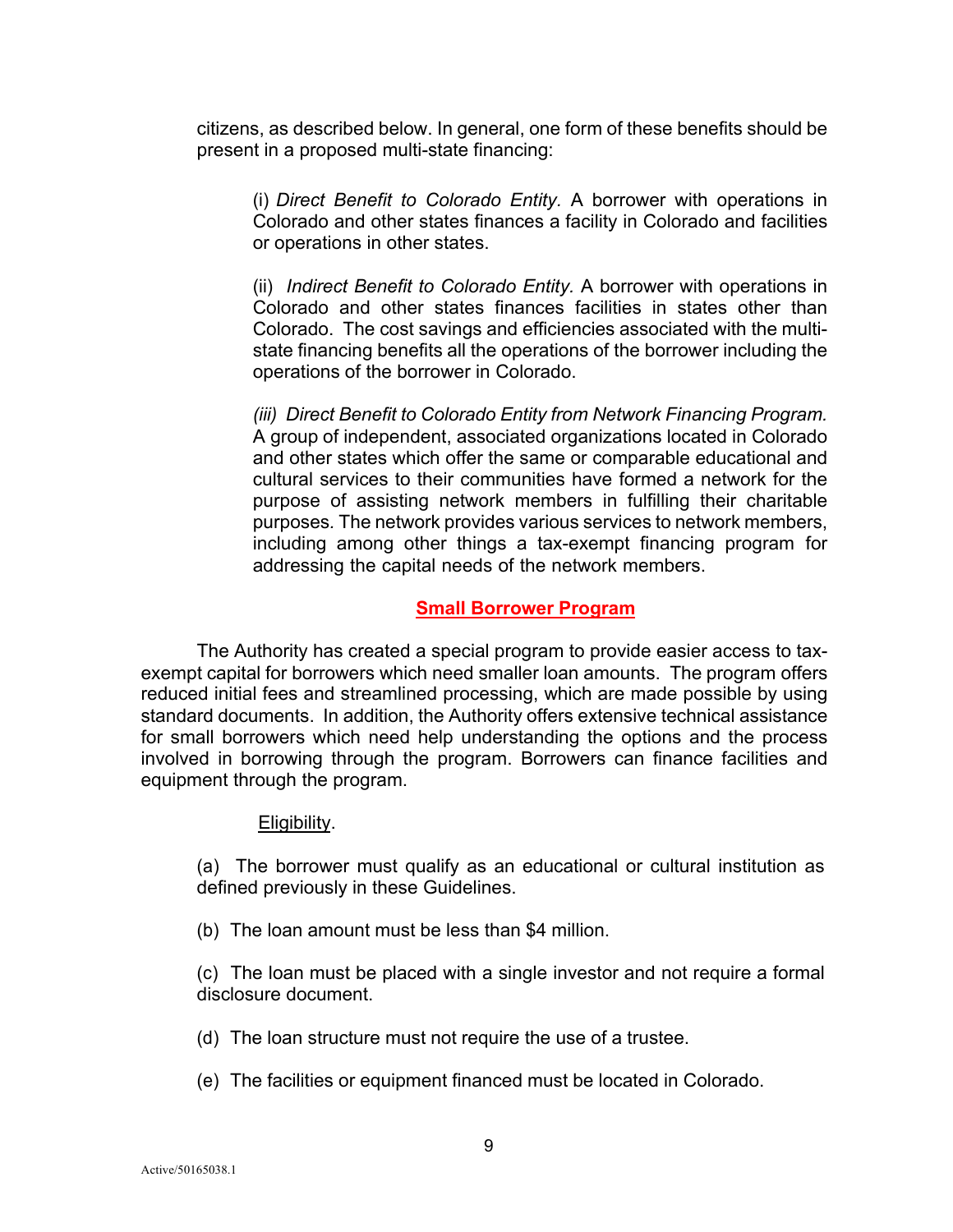citizens, as described below. In general, one form of these benefits should be present in a proposed multi-state financing:

(i) *Direct Benefit to Colorado Entity.* A borrower with operations in Colorado and other states finances a facility in Colorado and facilities or operations in other states.

(ii) *Indirect Benefit to Colorado Entity.* A borrower with operations in Colorado and other states finances facilities in states other than Colorado. The cost savings and efficiencies associated with the multi-state financing benefits all the operations of the borrower including the operations of the borrower in Colorado.

*(iii) Direct Benefit to Colorado Entity from Network Financing Program.* A group of independent, associated organizations located in Colorado and other states which offer the same or comparable educational and cultural services to their communities have formed a network for the purpose of assisting network members in fulfilling their charitable purposes. The network provides various services to network members, including among other things a tax-exempt financing program for addressing the capital needs of the network members.

## Small Borrower Program

The Authority has created a special program to provide easier access to tax-exempt capital for borrowers which need smaller loan amounts. The program offers reduced initial fees and streamlined processing, which are made possible by using standard documents. In addition, the Authority offers extensive technical assistance for small borrowers which need help understanding the options and the process involved in borrowing through the program. Borrowers can finance facilities and equipment through the program.

Eligibility.

(a) The borrower must qualify as an educational or cultural institution as defined previously in these Guidelines.

(b) The loan amount must be less than $4 million.

(c) The loan must be placed with a single investor and not require a formal disclosure document.

(d) The loan structure must not require the use of a trustee.

(e) The facilities or equipment financed must be located in Colorado.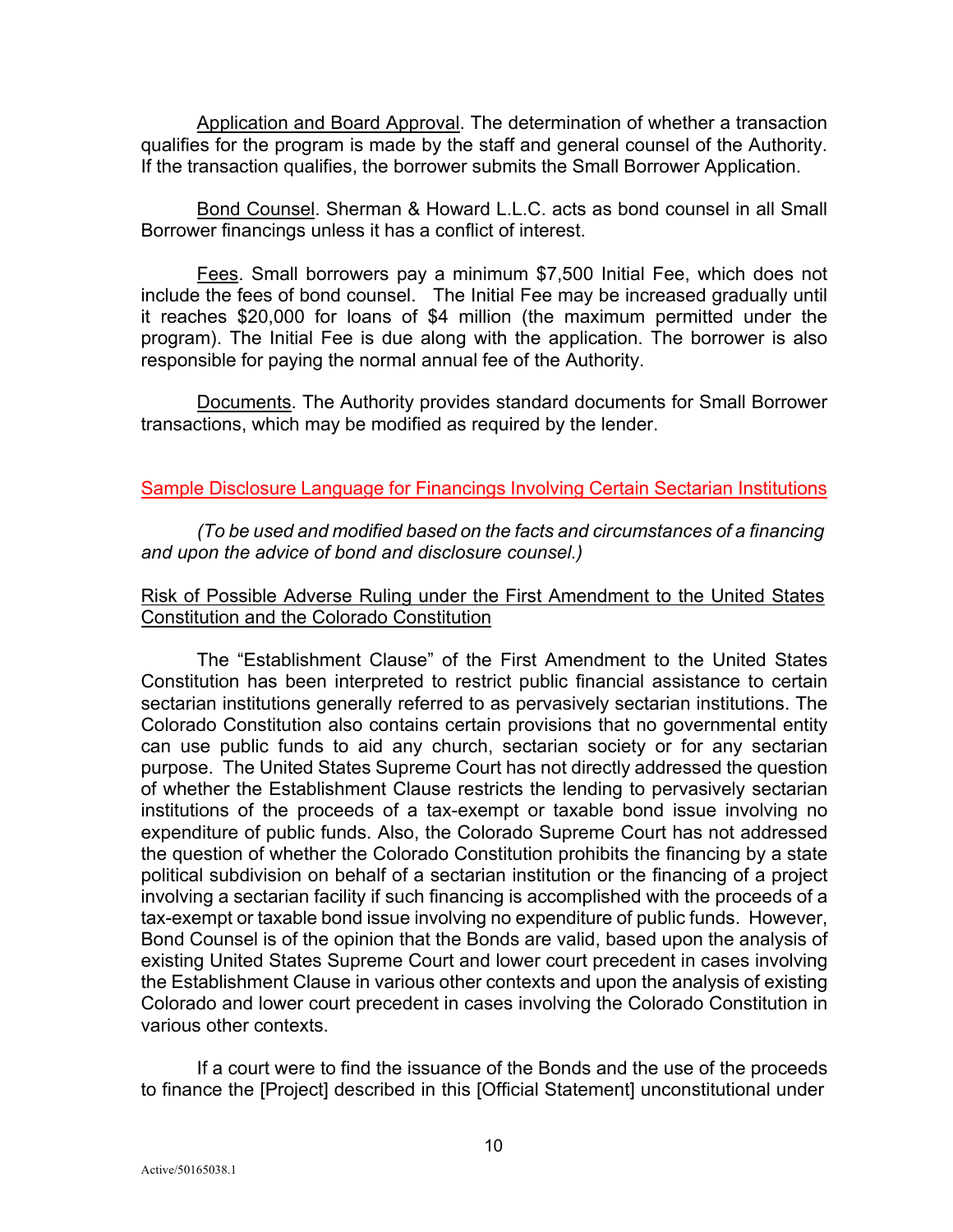Application and Board Approval. The determination of whether a transaction qualifies for the program is made by the staff and general counsel of the Authority. If the transaction qualifies, the borrower submits the Small Borrower Application.

Bond Counsel. Sherman & Howard L.L.C. acts as bond counsel in all Small Borrower financings unless it has a conflict of interest.

Fees. Small borrowers pay a minimum $7,500 Initial Fee, which does not include the fees of bond counsel. The Initial Fee may be increased gradually until it reaches $20,000 for loans of $4 million (the maximum permitted under the program). The Initial Fee is due along with the application. The borrower is also responsible for paying the normal annual fee of the Authority.

Documents. The Authority provides standard documents for Small Borrower transactions, which may be modified as required by the lender.

## Sample Disclosure Language for Financings Involving Certain Sectarian Institutions

*(To be used and modified based on the facts and circumstances of a financing and upon the advice of bond and disclosure counsel.)*

### Risk of Possible Adverse Ruling under the First Amendment to the United States Constitution and the Colorado Constitution

The "Establishment Clause" of the First Amendment to the United States Constitution has been interpreted to restrict public financial assistance to certain sectarian institutions generally referred to as pervasively sectarian institutions. The Colorado Constitution also contains certain provisions that no governmental entity can use public funds to aid any church, sectarian society or for any sectarian purpose. The United States Supreme Court has not directly addressed the question of whether the Establishment Clause restricts the lending to pervasively sectarian institutions of the proceeds of a tax-exempt or taxable bond issue involving no expenditure of public funds. Also, the Colorado Supreme Court has not addressed the question of whether the Colorado Constitution prohibits the financing by a state political subdivision on behalf of a sectarian institution or the financing of a project involving a sectarian facility if such financing is accomplished with the proceeds of a tax-exempt or taxable bond issue involving no expenditure of public funds. However, Bond Counsel is of the opinion that the Bonds are valid, based upon the analysis of existing United States Supreme Court and lower court precedent in cases involving the Establishment Clause in various other contexts and upon the analysis of existing Colorado and lower court precedent in cases involving the Colorado Constitution in various other contexts.

If a court were to find the issuance of the Bonds and the use of the proceeds to finance the [Project] described in this [Official Statement] unconstitutional under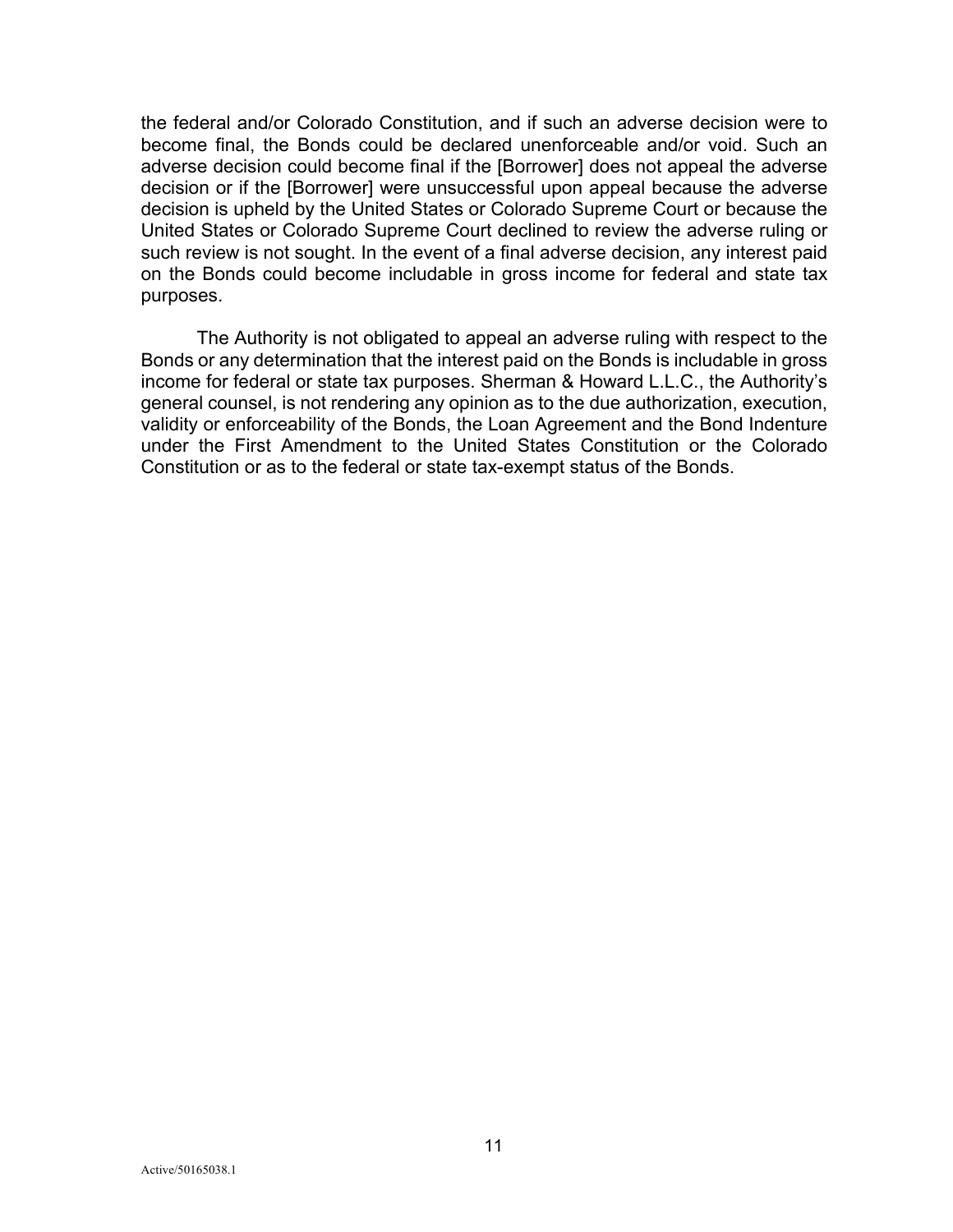the federal and/or Colorado Constitution, and if such an adverse decision were to become final, the Bonds could be declared unenforceable and/or void. Such an adverse decision could become final if the [Borrower] does not appeal the adverse decision or if the [Borrower] were unsuccessful upon appeal because the adverse decision is upheld by the United States or Colorado Supreme Court or because the United States or Colorado Supreme Court declined to review the adverse ruling or such review is not sought. In the event of a final adverse decision, any interest paid on the Bonds could become includable in gross income for federal and state tax purposes.

The Authority is not obligated to appeal an adverse ruling with respect to the Bonds or any determination that the interest paid on the Bonds is includable in gross income for federal or state tax purposes. Sherman & Howard L.L.C., the Authority's general counsel, is not rendering any opinion as to the due authorization, execution, validity or enforceability of the Bonds, the Loan Agreement and the Bond Indenture under the First Amendment to the United States Constitution or the Colorado Constitution or as to the federal or state tax-exempt status of the Bonds.

Active/50165038.1